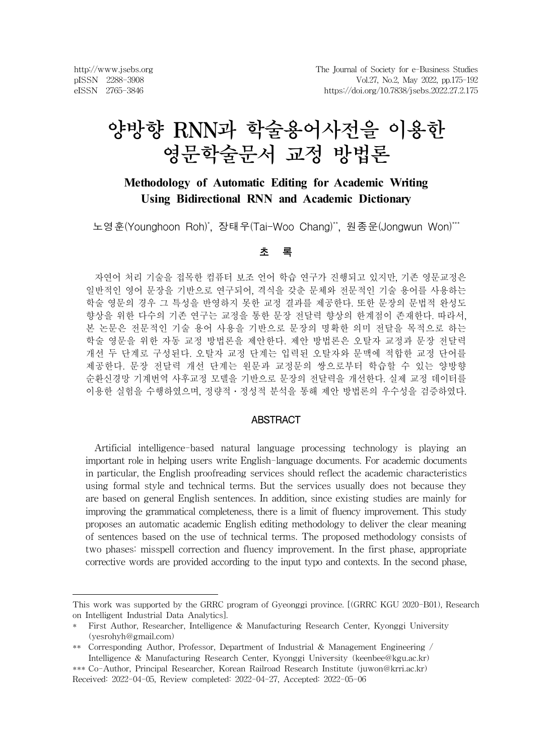# 양방향 RNN과 학술용어사전을 이용한 영문학술문서 교정 방법론

## Methodology of Automatic Editing for Academic Writing Using Bidirectional RNN and Academic Dictionary

노영훈(Younghoon Roh)*, 장태우(Tai-Woo Chang)**, 원종운(Jongwun Won)***

## 초 록

자연어 처리 기술을 접목한 컴퓨터 보조 언어 학습 연구가 진행되고 있지만, 기존 영문교정은 일반적인 영어 문장을 기반으로 연구되어, 격식을 갖춘 문체와 전문적인 기술 용어를 사용하는 학술 영문의 경우 그 특성을 반영하지 못한 교정 결과를 제공한다. 또한 문장의 문법적 완성도 향상을 위한 다수의 기존 연구는 교정을 통한 문장 전달력 향상의 한계점이 존재한다. 따라서, 본 논문은 전문적인 기술 용어 사용을 기반으로 문장의 명확한 의미 전달을 목적으로 하는 학술 영문을 위한 자동 교정 방법론을 제안한다. 제안 방법론은 오탈자 교정과 문장 전달력 개선 두 단계로 구성된다. 오탈자 교정 단계는 입력된 오탈자와 문맥에 적합한 교정 단어를 제공한다. 문장 전달력 개선 단계는 원문과 교정문의 쌍으로부터 학습할 수 있는 양방향 순환신경망 기계번역 사후교정 모델을 기반으로 문장의 전달력을 개선한다. 실제 교정 데이터를 이용한 실험을 수행하였으며, 정량적・정성적 분석을 통해 제안 방법론의 우수성을 검증하였다.

## ABSTRACT

Artificial intelligence-based natural language processing technology is playing an important role in helping users write English-language documents. For academic documents in particular, the English proofreading services should reflect the academic characteristics using formal style and technical terms. But the services usually does not because they are based on general English sentences. In addition, since existing studies are mainly for improving the grammatical completeness, there is a limit of fluency improvement. This study proposes an automatic academic English editing methodology to deliver the clear meaning of sentences based on the use of technical terms. The proposed methodology consists of two phases: misspell correction and fluency improvement. In the first phase, appropriate corrective words are provided according to the input typo and contexts. In the second phase,

---

This work was supported by the GRRC program of Gyeonggi province. [(GRRC KGU 2020-B01), Research on Intelligent Industrial Data Analytics].

\* First Author, Researcher, Intelligence & Manufacturing Research Center, Kyonggi University (yesrohyh@gmail.com)

\*\* Corresponding Author, Professor, Department of Industrial & Management Engineering / Intelligence & Manufacturing Research Center, Kyonggi University (keenbee@kgu.ac.kr)

\*\*\* Co-Author, Principal Researcher, Korean Railroad Research Institute (juwon@krri.ac.kr)

Received: 2022-04-05, Review completed: 2022-04-27, Accepted: 2022-05-06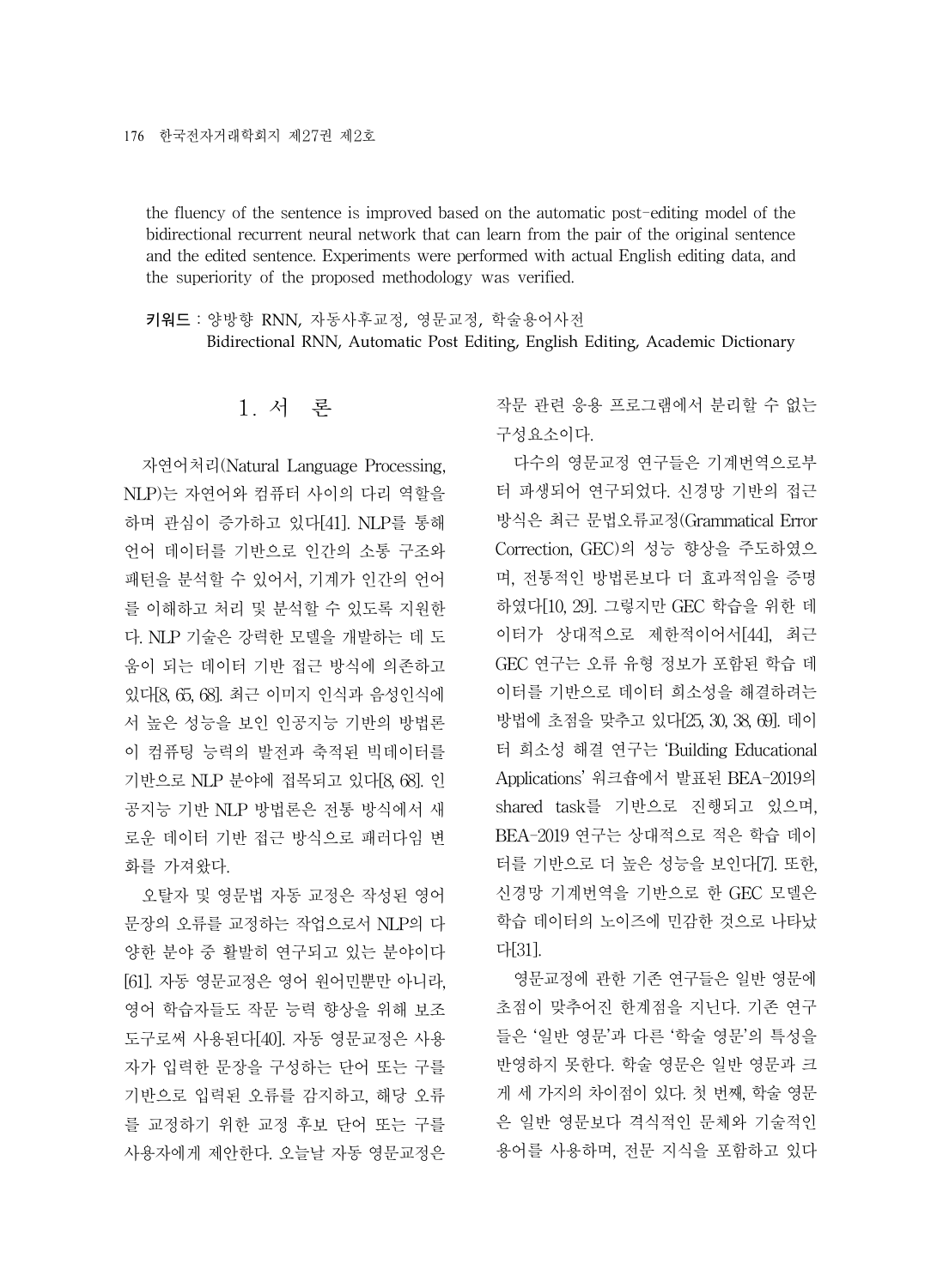the fluency of the sentence is improved based on the automatic post-editing model of the bidirectional recurrent neural network that can learn from the pair of the original sentence and the edited sentence. Experiments were performed with actual English editing data, and the superiority of the proposed methodology was verified.

**키워드** : 양방향 RNN, 자동사후교정, 영문교정, 학술용어사전
Bidirectional RNN, Automatic Post Editing, English Editing, Academic Dictionary

# 1. 서 론

자연어처리(Natural Language Processing, NLP)는 자연어와 컴퓨터 사이의 다리 역할을 하며 관심이 증가하고 있다[41]. NLP를 통해 언어 데이터를 기반으로 인간의 소통 구조와 패턴을 분석할 수 있어서, 기계가 인간의 언어를 이해하고 처리 및 분석할 수 있도록 지원한다. NLP 기술은 강력한 모델을 개발하는 데 도움이 되는 데이터 기반 접근 방식에 의존하고 있다[8, 65, 68]. 최근 이미지 인식과 음성인식에서 높은 성능을 보인 인공지능 기반의 방법론이 컴퓨팅 능력의 발전과 축적된 빅데이터를 기반으로 NLP 분야에 접목되고 있다[8, 68]. 인공지능 기반 NLP 방법론은 전통 방식에서 새로운 데이터 기반 접근 방식으로 패러다임 변화를 가져왔다.

오탈자 및 영문법 자동 교정은 작성된 영어 문장의 오류를 교정하는 작업으로서 NLP의 다양한 분야 중 활발히 연구되고 있는 분야이다[61]. 자동 영문교정은 영어 원어민뿐만 아니라, 영어 학습자들도 작문 능력 향상을 위해 보조 도구로써 사용된다[40]. 자동 영문교정은 사용자가 입력한 문장을 구성하는 단어 또는 구를 기반으로 입력된 오류를 감지하고, 해당 오류를 교정하기 위한 교정 후보 단어 또는 구를 사용자에게 제안한다. 오늘날 자동 영문교정은 작문 관련 응용 프로그램에서 분리할 수 없는 구성요소이다.

다수의 영문교정 연구들은 기계번역으로부터 파생되어 연구되었다. 신경망 기반의 접근 방식은 최근 문법오류교정(Grammatical Error Correction, GEC)의 성능 향상을 주도하였으며, 전통적인 방법론보다 더 효과적임을 증명하였다[10, 29]. 그렇지만 GEC 학습을 위한 데이터가 상대적으로 제한적이어서[44], 최근 GEC 연구는 오류 유형 정보가 포함된 학습 데이터를 기반으로 데이터 희소성을 해결하려는 방법에 초점을 맞추고 있다[25, 30, 38, 69]. 데이터 희소성 해결 연구는 'Building Educational Applications' 워크숍에서 발표된 BEA-2019의 shared task를 기반으로 진행되고 있으며, BEA-2019 연구는 상대적으로 적은 학습 데이터를 기반으로 더 높은 성능을 보인다[7]. 또한, 신경망 기계번역을 기반으로 한 GEC 모델은 학습 데이터의 노이즈에 민감한 것으로 나타났다[31].

영문교정에 관한 기존 연구들은 일반 영문에 초점이 맞추어진 한계점을 지닌다. 기존 연구들은 '일반 영문'과 다른 '학술 영문'의 특성을 반영하지 못한다. 학술 영문은 일반 영문과 크게 세 가지의 차이점이 있다. 첫 번째, 학술 영문은 일반 영문보다 격식적인 문체와 기술적인 용어를 사용하며, 전문 지식을 포함하고 있다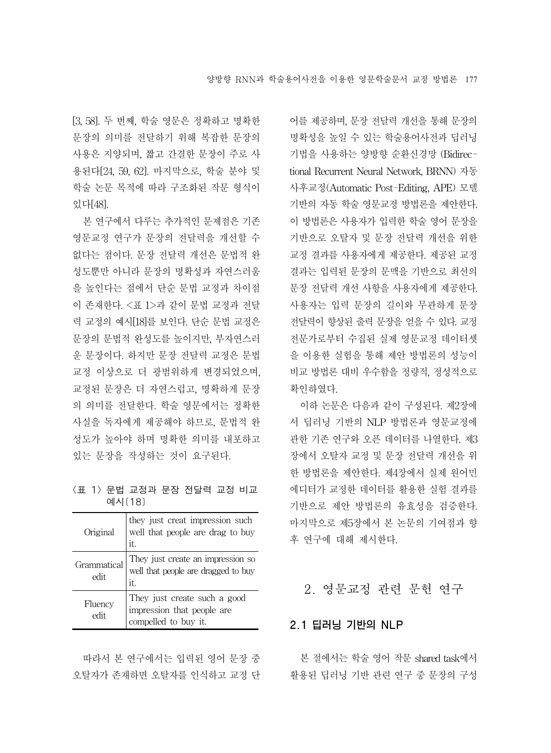[3, 58]. 두 번째, 학술 영문은 정확하고 명확한 문장의 의미를 전달하기 위해 복잡한 문장의 사용은 지양되며, 짧고 간결한 문장이 주로 사용된다[24, 59, 62]. 마지막으로, 학술 분야 및 학술 논문 목적에 따라 구조화된 작문 형식이 있다[48].

본 연구에서 다루는 추가적인 문제점은 기존 영문교정 연구가 문장의 전달력을 개선할 수 없다는 점이다. 문장 전달력 개선은 문법적 완성도뿐만 아니라 문장의 명확성과 자연스러움을 높인다는 점에서 단순 문법 교정과 차이점이 존재한다. <표 1>과 같이 문법 교정과 전달력 교정의 예시[18]를 보인다. 단순 문법 교정은 문장의 문법적 완성도를 높이지만, 부자연스러운 문장이다. 하지만 문장 전달력 교정은 문법 교정 이상으로 더 광범위하게 변경되었으며, 교정된 문장은 더 자연스럽고, 명확하게 문장의 의미를 전달한다. 학술 영문에서는 정확한 사실을 독자에게 제공해야 하므로, 문법적 완성도가 높아야 하며 명확한 의미를 내포하고 있는 문장을 작성하는 것이 요구된다.

〈표 1〉 문법 교정과 문장 전달력 교정 비교 예시[18]

| | |
|---|---|
| Original | they just creat impression such well that people are drag to buy it. |
| Grammatical edit | They just create an impression so well that people are dragged to buy it. |
| Fluency edit | They just create such a good impression that people are compelled to buy it. |

따라서 본 연구에서는 입력된 영어 문장 중 오탈자가 존재하면 오탈자를 인식하고 교정 단어를 제공하며, 문장 전달력 개선을 통해 문장의 명확성을 높일 수 있는 학술용어사전과 딥러닝 기법을 사용하는 양방향 순환신경망 (Bidirectional Recurrent Neural Network, BRNN) 자동 사후교정(Automatic Post-Editing, APE) 모델 기반의 자동 학술 영문교정 방법론을 제안한다. 이 방법론은 사용자가 입력한 학술 영어 문장을 기반으로 오탈자 및 문장 전달력 개선을 위한 교정 결과를 사용자에게 제공한다. 제공된 교정 결과는 입력된 문장의 문맥을 기반으로 최선의 문장 전달력 개선 사항을 사용자에게 제공한다. 사용자는 입력 문장의 길이와 무관하게 문장 전달력이 향상된 출력 문장을 얻을 수 있다. 교정 전문가로부터 수집된 실제 영문교정 데이터셋을 이용한 실험을 통해 제안 방법론의 성능이 비교 방법론 대비 우수함을 정량적, 정성적으로 확인하였다.

이하 논문은 다음과 같이 구성된다. 제2장에서 딥러닝 기반의 NLP 방법론과 영문교정에 관한 기존 연구와 오픈 데이터를 나열한다. 제3장에서 오탈자 교정 및 문장 전달력 개선을 위한 방법론을 제안한다. 제4장에서 실제 원어민 에디터가 교정한 데이터를 활용한 실험 결과를 기반으로 제안 방법론의 유효성을 검증한다. 마지막으로 제5장에서 본 논문의 기여점과 향후 연구에 대해 제시한다.

## 2. 영문교정 관련 문헌 연구

### 2.1 딥러닝 기반의 NLP

본 절에서는 학술 영어 작문 shared task에서 활용된 딥러닝 기반 관련 연구 중 문장의 구성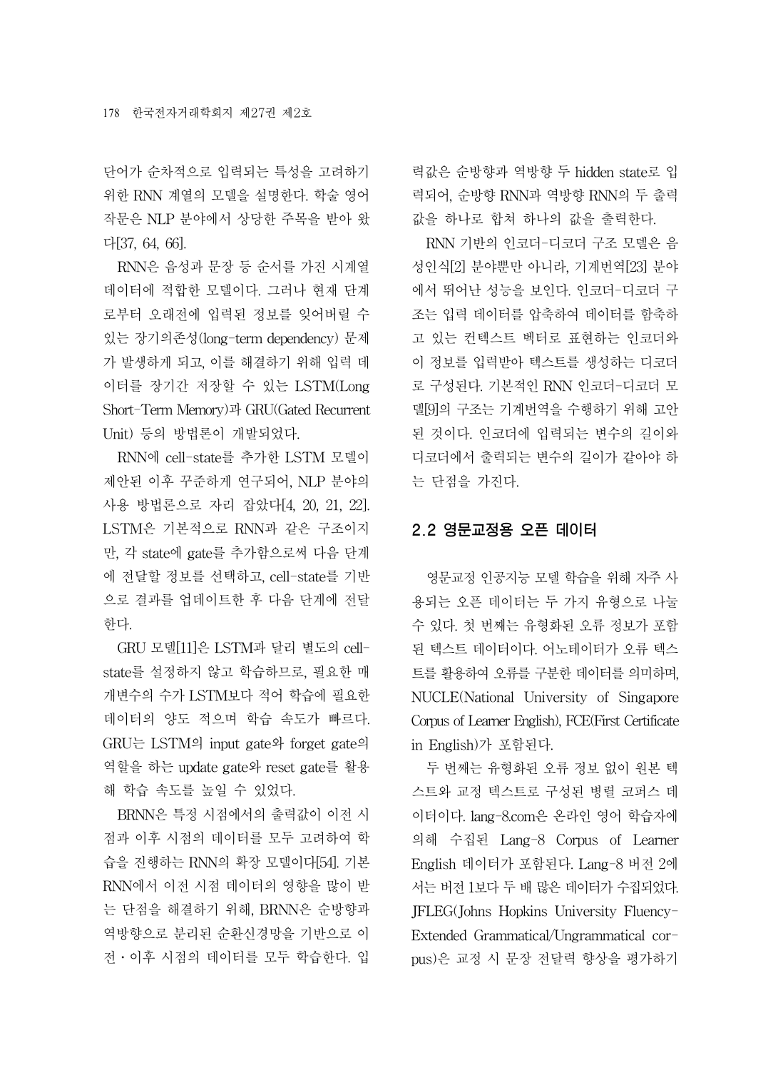단어가 순차적으로 입력되는 특성을 고려하기 위한 RNN 계열의 모델을 설명한다. 학술 영어 작문은 NLP 분야에서 상당한 주목을 받아 왔다[37, 64, 66].

RNN은 음성과 문장 등 순서를 가진 시계열 데이터에 적합한 모델이다. 그러나 현재 단계로부터 오래전에 입력된 정보를 잊어버릴 수 있는 장기의존성(long-term dependency) 문제가 발생하게 되고, 이를 해결하기 위해 입력 데이터를 장기간 저장할 수 있는 LSTM(Long Short-Term Memory)과 GRU(Gated Recurrent Unit) 등의 방법론이 개발되었다.

RNN에 cell-state를 추가한 LSTM 모델이 제안된 이후 꾸준하게 연구되어, NLP 분야의 사용 방법론으로 자리 잡았다[4, 20, 21, 22]. LSTM은 기본적으로 RNN과 같은 구조이지만, 각 state에 gate를 추가함으로써 다음 단계에 전달할 정보를 선택하고, cell-state를 기반으로 결과를 업데이트한 후 다음 단계에 전달한다.

GRU 모델[11]은 LSTM과 달리 별도의 cell-state를 설정하지 않고 학습하므로, 필요한 매개변수의 수가 LSTM보다 적어 학습에 필요한 데이터의 양도 적으며 학습 속도가 빠르다. GRU는 LSTM의 input gate와 forget gate의 역할을 하는 update gate와 reset gate를 활용해 학습 속도를 높일 수 있었다.

BRNN은 특정 시점에서의 출력값이 이전 시점과 이후 시점의 데이터를 모두 고려하여 학습을 진행하는 RNN의 확장 모델이다[54]. 기본 RNN에서 이전 시점 데이터의 영향을 많이 받는 단점을 해결하기 위해, BRNN은 순방향과 역방향으로 분리된 순환신경망을 기반으로 이전・이후 시점의 데이터를 모두 학습한다. 입력값은 순방향과 역방향 두 hidden state로 입력되어, 순방향 RNN과 역방향 RNN의 두 출력값을 하나로 합쳐 하나의 값을 출력한다.

RNN 기반의 인코더-디코더 구조 모델은 음성인식[2] 분야뿐만 아니라, 기계번역[23] 분야에서 뛰어난 성능을 보인다. 인코더-디코더 구조는 입력 데이터를 압축하여 데이터를 함축하고 있는 컨텍스트 벡터로 표현하는 인코더와 이 정보를 입력받아 텍스트를 생성하는 디코더로 구성된다. 기본적인 RNN 인코더-디코더 모델[9]의 구조는 기계번역을 수행하기 위해 고안된 것이다. 인코더에 입력되는 변수의 길이와 디코더에서 출력되는 변수의 길이가 같아야 하는 단점을 가진다.

## 2.2 영문교정용 오픈 데이터

영문교정 인공지능 모델 학습을 위해 자주 사용되는 오픈 데이터는 두 가지 유형으로 나눌 수 있다. 첫 번째는 유형화된 오류 정보가 포함된 텍스트 데이터이다. 어노테이터가 오류 텍스트를 활용하여 오류를 구분한 데이터를 의미하며, NUCLE(National University of Singapore Corpus of Learner English), FCE(First Certificate in English)가 포함된다.

두 번째는 유형화된 오류 정보 없이 원본 텍스트와 교정 텍스트로 구성된 병렬 코퍼스 데이터이다. lang-8.com은 온라인 영어 학습자에 의해 수집된 Lang-8 Corpus of Learner English 데이터가 포함된다. Lang-8 버전 2에서는 버전 1보다 두 배 많은 데이터가 수집되었다. JFLEG(Johns Hopkins University Fluency-Extended Grammatical/Ungrammatical corpus)은 교정 시 문장 전달력 향상을 평가하기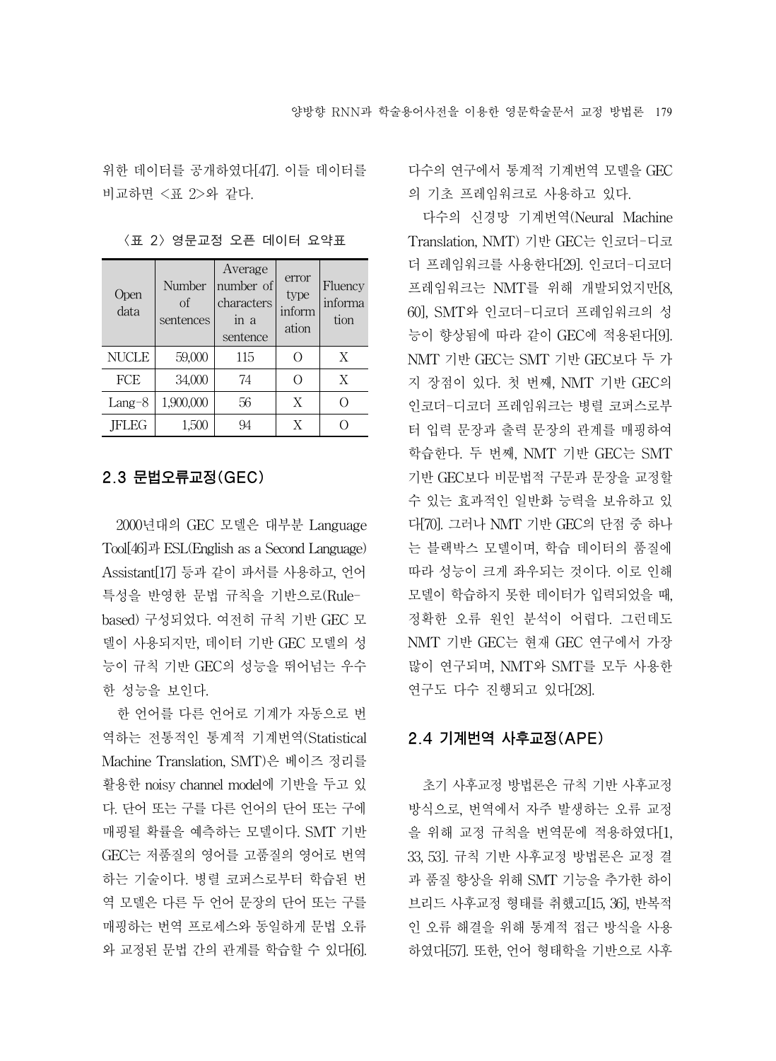위한 데이터를 공개하였다[47]. 이들 데이터를 비교하면 <표 2>와 같다.

<표 2> 영문교정 오픈 데이터 요약표

| Open data | Number of sentences | Average number of characters in a sentence | error type information | Fluency information |
|---|---|---|---|---|
| NUCLE | 59,000 | 115 | O | X |
| FCE | 34,000 | 74 | O | X |
| Lang-8 | 1,900,000 | 56 | X | O |
| JFLEG | 1,500 | 94 | X | O |

## 2.3 문법오류교정(GEC)

2000년대의 GEC 모델은 대부분 Language Tool[46]과 ESL(English as a Second Language) Assistant[17] 등과 같이 파서를 사용하고, 언어 특성을 반영한 문법 규칙을 기반으로(Rule-based) 구성되었다. 여전히 규칙 기반 GEC 모델이 사용되지만, 데이터 기반 GEC 모델의 성능이 규칙 기반 GEC의 성능을 뛰어넘는 우수한 성능을 보인다.

한 언어를 다른 언어로 기계가 자동으로 번역하는 전통적인 통계적 기계번역(Statistical Machine Translation, SMT)은 베이즈 정리를 활용한 noisy channel model에 기반을 두고 있다. 단어 또는 구를 다른 언어의 단어 또는 구에 매핑될 확률을 예측하는 모델이다. SMT 기반 GEC는 저품질의 영어를 고품질의 영어로 번역하는 기술이다. 병렬 코퍼스로부터 학습된 번역 모델은 다른 두 언어 문장의 단어 또는 구를 매핑하는 번역 프로세스와 동일하게 문법 오류와 교정된 문법 간의 관계를 학습할 수 있다[6]. 다수의 연구에서 통계적 기계번역 모델을 GEC의 기초 프레임워크로 사용하고 있다.

다수의 신경망 기계번역(Neural Machine Translation, NMT) 기반 GEC는 인코더-디코더 프레임워크를 사용한다[29]. 인코더-디코더 프레임워크는 NMT를 위해 개발되었지만[8, 60], SMT와 인코더-디코더 프레임워크의 성능이 향상됨에 따라 같이 GEC에 적용된다[9]. NMT 기반 GEC는 SMT 기반 GEC보다 두 가지 장점이 있다. 첫 번째, NMT 기반 GEC의 인코더-디코더 프레임워크는 병렬 코퍼스로부터 입력 문장과 출력 문장의 관계를 매핑하여 학습한다. 두 번째, NMT 기반 GEC는 SMT 기반 GEC보다 비문법적 구문과 문장을 교정할 수 있는 효과적인 일반화 능력을 보유하고 있다[70]. 그러나 NMT 기반 GEC의 단점 중 하나는 블랙박스 모델이며, 학습 데이터의 품질에 따라 성능이 크게 좌우되는 것이다. 이로 인해 모델이 학습하지 못한 데이터가 입력되었을 때, 정확한 오류 원인 분석이 어렵다. 그런데도 NMT 기반 GEC는 현재 GEC 연구에서 가장 많이 연구되며, NMT와 SMT를 모두 사용한 연구도 다수 진행되고 있다[28].

## 2.4 기계번역 사후교정(APE)

초기 사후교정 방법론은 규칙 기반 사후교정 방식으로, 번역에서 자주 발생하는 오류 교정을 위해 교정 규칙을 번역문에 적용하였다[1, 33, 53]. 규칙 기반 사후교정 방법론은 교정 결과 품질 향상을 위해 SMT 기능을 추가한 하이브리드 사후교정 형태를 취했고[15, 36], 반복적인 오류 해결을 위해 통계적 접근 방식을 사용하였다[57]. 또한, 언어 형태학을 기반으로 사후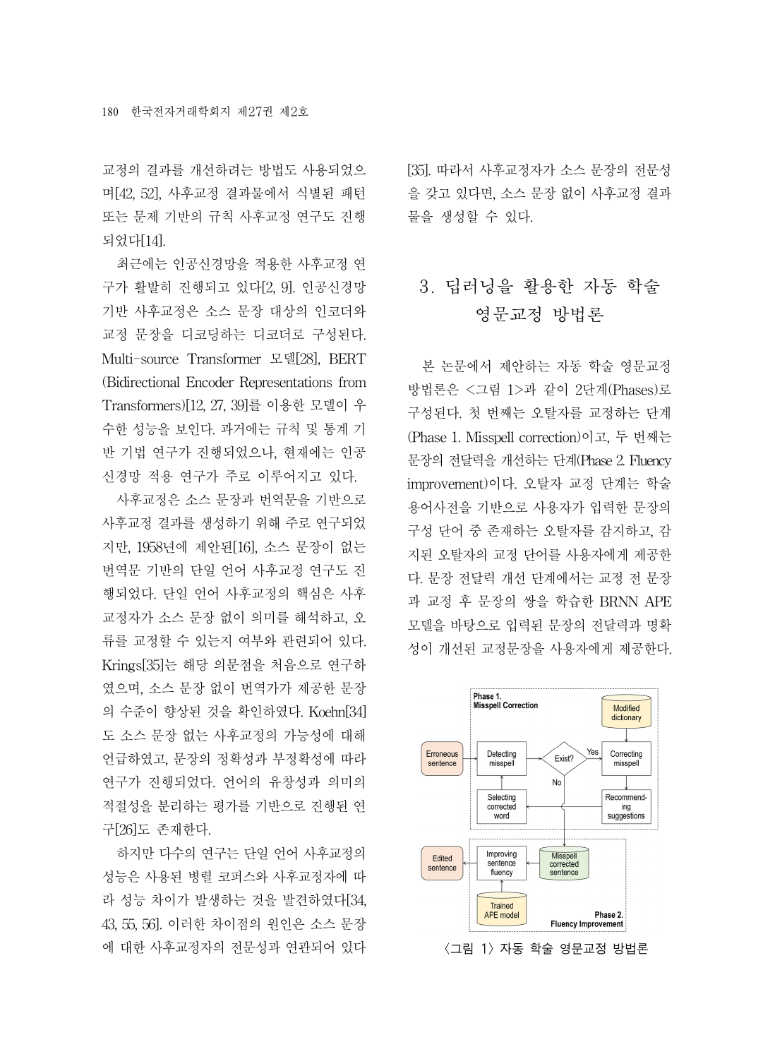교정의 결과를 개선하려는 방법도 사용되었으며[42, 52], 사후교정 결과물에서 식별된 패턴 또는 문제 기반의 규칙 사후교정 연구도 진행되었다[14].

최근에는 인공신경망을 적용한 사후교정 연구가 활발히 진행되고 있다[2, 9]. 인공신경망 기반 사후교정은 소스 문장 대상의 인코더와 교정 문장을 디코딩하는 디코더로 구성된다. Multi-source Transformer 모델[28], BERT (Bidirectional Encoder Representations from Transformers)[12, 27, 39]를 이용한 모델이 우수한 성능을 보인다. 과거에는 규칙 및 통계 기반 기법 연구가 진행되었으나, 현재에는 인공신경망 적용 연구가 주로 이루어지고 있다.

사후교정은 소스 문장과 번역문을 기반으로 사후교정 결과를 생성하기 위해 주로 연구되었지만, 1958년에 제안된[16], 소스 문장이 없는 번역문 기반의 단일 언어 사후교정 연구도 진행되었다. 단일 언어 사후교정의 핵심은 사후교정자가 소스 문장 없이 의미를 해석하고, 오류를 교정할 수 있는지 여부와 관련되어 있다. Krings[35]는 해당 의문점을 처음으로 연구하였으며, 소스 문장 없이 번역가가 제공한 문장의 수준이 향상된 것을 확인하였다. Koehn[34]도 소스 문장 없는 사후교정의 가능성에 대해 언급하였고, 문장의 정확성과 부정확성에 따라 연구가 진행되었다. 언어의 유창성과 의미의 적절성을 분리하는 평가를 기반으로 진행된 연구[26]도 존재한다.

하지만 다수의 연구는 단일 언어 사후교정의 성능은 사용된 병렬 코퍼스와 사후교정자에 따라 성능 차이가 발생하는 것을 발견하였다[34, 43, 55, 56]. 이러한 차이점의 원인은 소스 문장에 대한 사후교정자의 전문성과 연관되어 있다 [35]. 따라서 사후교정자가 소스 문장의 전문성을 갖고 있다면, 소스 문장 없이 사후교정 결과물을 생성할 수 있다.

# 3. 딥러닝을 활용한 자동 학술 영문교정 방법론

본 논문에서 제안하는 자동 학술 영문교정 방법론은 <그림 1>과 같이 2단계(Phases)로 구성된다. 첫 번째는 오탈자를 교정하는 단계(Phase 1. Misspell correction)이고, 두 번째는 문장의 전달력을 개선하는 단계(Phase 2. Fluency improvement)이다. 오탈자 교정 단계는 학술 용어사전을 기반으로 사용자가 입력한 문장의 구성 단어 중 존재하는 오탈자를 감지하고, 감지된 오탈자의 교정 단어를 사용자에게 제공한다. 문장 전달력 개선 단계에서는 교정 전 문장과 교정 후 문장의 쌍을 학습한 BRNN APE 모델을 바탕으로 입력된 문장의 전달력과 명확성이 개선된 교정문장을 사용자에게 제공한다.

〈그림 1〉 자동 학술 영문교정 방법론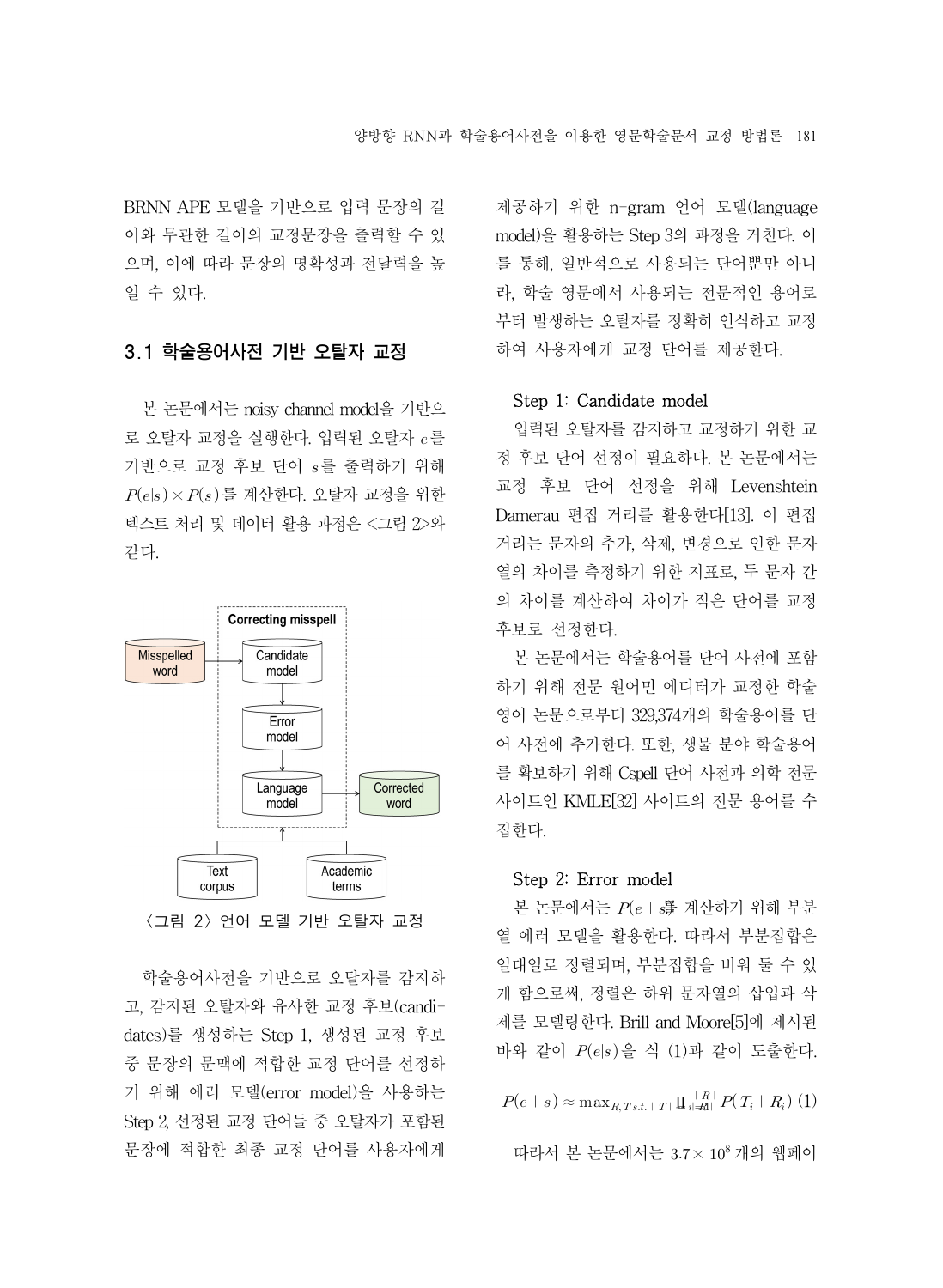BRNN APE 모델을 기반으로 입력 문장의 길이와 무관한 길이의 교정문장을 출력할 수 있으며, 이에 따라 문장의 명확성과 전달력을 높일 수 있다.

## 3.1 학술용어사전 기반 오탈자 교정

본 논문에서는 noisy channel model을 기반으로 오탈자 교정을 실행한다. 입력된 오탈자 $e$를 기반으로 교정 후보 단어 $s$를 출력하기 위해 $P(e|s) \times P(s)$를 계산한다. 오탈자 교정을 위한 텍스트 처리 및 데이터 활용 과정은 <그림 2>와 같다.

〈그림 2〉 언어 모델 기반 오탈자 교정

학술용어사전을 기반으로 오탈자를 감지하고, 감지된 오탈자와 유사한 교정 후보(candidates)를 생성하는 Step 1, 생성된 교정 후보 중 문장의 문맥에 적합한 교정 단어를 선정하기 위해 에러 모델(error model)을 사용하는 Step 2, 선정된 교정 단어들 중 오탈자가 포함된 문장에 적합한 최종 교정 단어를 사용자에게 제공하기 위한 n-gram 언어 모델(language model)을 활용하는 Step 3의 과정을 거친다. 이를 통해, 일반적으로 사용되는 단어뿐만 아니라, 학술 영문에서 사용되는 전문적인 용어로부터 발생하는 오탈자를 정확히 인식하고 교정하여 사용자에게 교정 단어를 제공한다.

### Step 1: Candidate model

입력된 오탈자를 감지하고 교정하기 위한 교정 후보 단어 선정이 필요하다. 본 논문에서는 교정 후보 단어 선정을 위해 Levenshtein Damerau 편집 거리를 활용한다[13]. 이 편집 거리는 문자의 추가, 삭제, 변경으로 인한 문자열의 차이를 측정하기 위한 지표로, 두 문자 간의 차이를 계산하여 차이가 적은 단어를 교정 후보로 선정한다.

본 논문에서는 학술용어를 단어 사전에 포함하기 위해 전문 원어민 에디터가 교정한 학술영어 논문으로부터 329,374개의 학술용어를 단어 사전에 추가한다. 또한, 생물 분야 학술용어를 확보하기 위해 Cspell 단어 사전과 의학 전문 사이트인 KMLE[32] 사이트의 전문 용어를 수집한다.

### Step 2: Error model

본 논문에서는 $P(e \mid s)$를 계산하기 위해 부분열 에러 모델을 활용한다. 따라서 부분집합은 일대일로 정렬되며, 부분집합을 비워 둘 수 있게 함으로써, 정렬은 하위 문자열의 삽입과 삭제를 모델링한다. Brill and Moore[5]에 제시된 바와 같이 $P(e|s)$을 식 (1)과 같이 도출한다.

$$P(e \mid s) \approx \max_{R, T \; s.t. \; |T| = |R|} \prod_{i=1}^{|R|} P(T_i \mid R_i) \quad (1)$$

따라서 본 논문에서는 $3.7 \times 10^8$개의 웹페이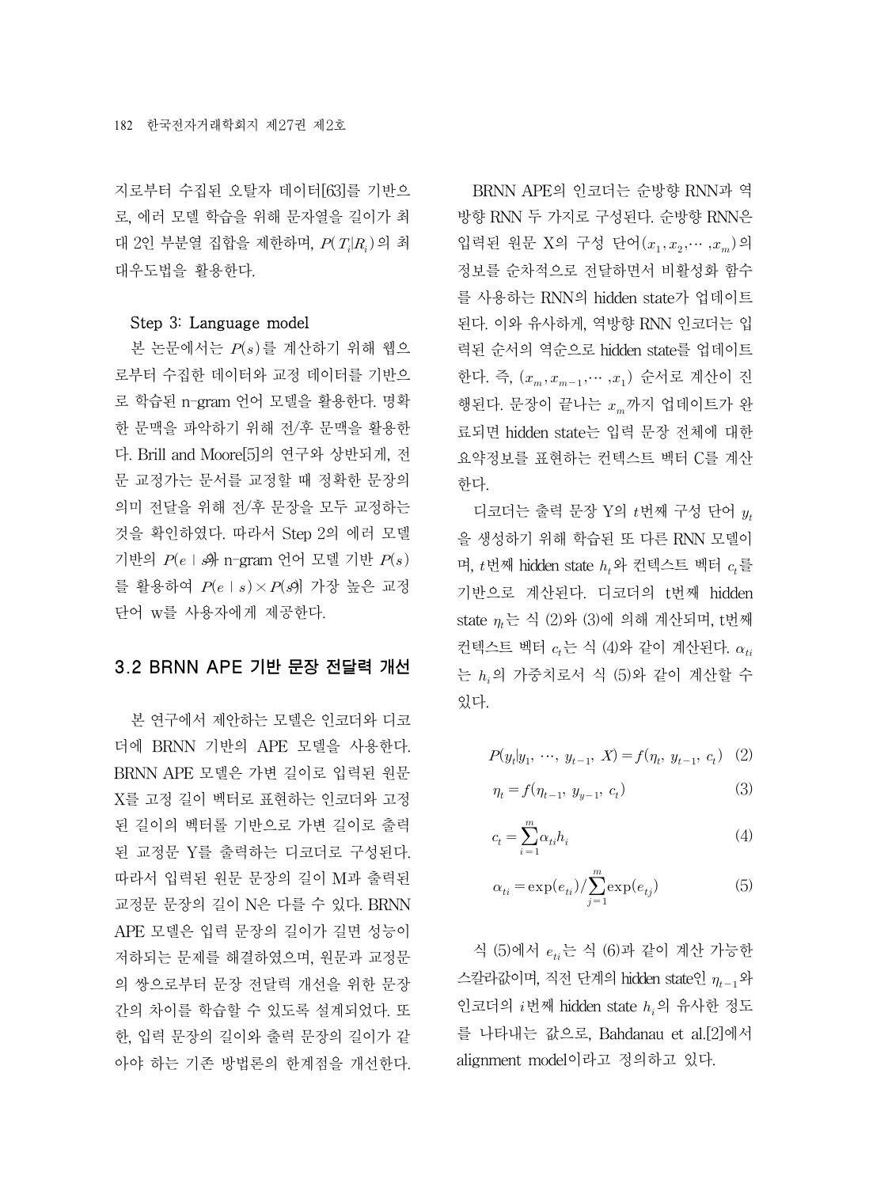지로부터 수집된 오탈자 데이터[63]를 기반으로, 에러 모델 학습을 위해 문자열을 길이가 최대 2인 부분열 집합을 제한하며, $P(T_i|R_i)$의 최대우도법을 활용한다.

Step 3: Language model

본 논문에서는 $P(s)$를 계산하기 위해 웹으로부터 수집한 데이터와 교정 데이터를 기반으로 학습된 n-gram 언어 모델을 활용한다. 명확한 문맥을 파악하기 위해 전/후 문맥을 활용한다. Brill and Moore[5]의 연구와 상반되게, 전문 교정가는 문서를 교정할 때 정확한 문장의 의미 전달을 위해 전/후 문장을 모두 교정하는 것을 확인하였다. 따라서 Step 2의 에러 모델 기반의 $P(e \mid s)$와 n-gram 언어 모델 기반 $P(s)$를 활용하여 $P(e \mid s) \times P(s)$이 가장 높은 교정 단어 w를 사용자에게 제공한다.

## 3.2 BRNN APE 기반 문장 전달력 개선

본 연구에서 제안하는 모델은 인코더와 디코더에 BRNN 기반의 APE 모델을 사용한다. BRNN APE 모델은 가변 길이로 입력된 원문 X를 고정 길이 벡터로 표현하는 인코더와 고정된 길이의 벡터를 기반으로 가변 길이로 출력된 교정문 Y를 출력하는 디코더로 구성된다. 따라서 입력된 원문 문장의 길이 M과 출력된 교정문 문장의 길이 N은 다를 수 있다. BRNN APE 모델은 입력 문장의 길이가 길면 성능이 저하되는 문제를 해결하였으며, 원문과 교정문의 쌍으로부터 문장 전달력 개선을 위한 문장 간의 차이를 학습할 수 있도록 설계되었다. 또한, 입력 문장의 길이와 출력 문장의 길이가 같아야 하는 기존 방법론의 한계점을 개선한다.

BRNN APE의 인코더는 순방향 RNN과 역방향 RNN 두 가지로 구성된다. 순방향 RNN은 입력된 원문 X의 구성 단어$(x_1, x_2, \cdots, x_m)$의 정보를 순차적으로 전달하면서 비활성화 함수를 사용하는 RNN의 hidden state가 업데이트 된다. 이와 유사하게, 역방향 RNN 인코더는 입력된 순서의 역순으로 hidden state를 업데이트 한다. 즉, $(x_m, x_{m-1}, \cdots, x_1)$ 순서로 계산이 진행된다. 문장이 끝나는 $x_m$까지 업데이트가 완료되면 hidden state는 입력 문장 전체에 대한 요약정보를 표현하는 컨텍스트 벡터 C를 계산한다.

디코더는 출력 문장 Y의 $t$번째 구성 단어 $y_t$을 생성하기 위해 학습된 또 다른 RNN 모델이며, $t$번째 hidden state $h_t$와 컨텍스트 벡터 $c_t$를 기반으로 계산된다. 디코더의 t번째 hidden state $\eta_t$는 식 (2)와 (3)에 의해 계산되며, t번째 컨텍스트 벡터 $c_t$는 식 (4)와 같이 계산된다. $\alpha_{ti}$는 $h_i$의 가중치로서 식 (5)와 같이 계산할 수 있다.

$$P(y_t|y_1, \cdots, y_{t-1}, X) = f(\eta_t, y_{t-1}, c_t) \quad (2)$$

$$\eta_t = f(\eta_{t-1}, y_{y-1}, c_t) \quad (3)$$

$$c_t = \sum_{i=1}^{m} \alpha_{ti} h_i \quad (4)$$

$$\alpha_{ti} = \exp(e_{ti}) / \sum_{j=1}^{m} \exp(e_{tj}) \quad (5)$$

식 (5)에서 $e_{ti}$는 식 (6)과 같이 계산 가능한 스칼라값이며, 직전 단계의 hidden state인 $\eta_{t-1}$와 인코더의 $i$번째 hidden state $h_i$의 유사한 정도를 나타내는 값으로, Bahdanau et al.[2]에서 alignment model이라고 정의하고 있다.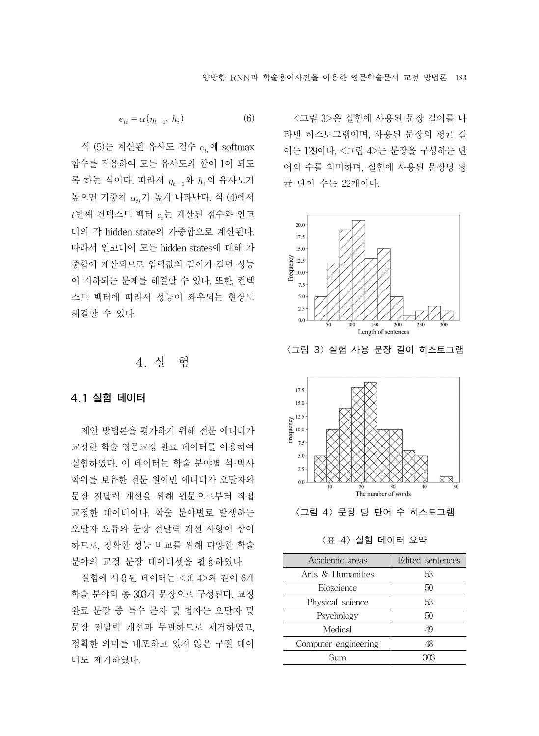$$e_{ti} = \alpha(\eta_{t-1}, h_i) \tag{6}$$

식 (5)는 계산된 유사도 점수 $e_{ti}$에 softmax 함수를 적용하여 모든 유사도의 합이 1이 되도록 하는 식이다. 따라서 $\eta_{t-1}$와 $h_i$의 유사도가 높으면 가중치 $\alpha_{ti}$가 높게 나타난다. 식 (4)에서 $t$번째 컨텍스트 벡터 $c_t$는 계산된 점수와 인코더의 각 hidden state의 가중합으로 계산된다. 따라서 인코더에 모든 hidden states에 대해 가중합이 계산되므로 입력값의 길이가 길면 성능이 저하되는 문제를 해결할 수 있다. 또한, 컨텍스트 벡터에 따라서 성능이 좌우되는 현상도 해결할 수 있다.

# 4. 실 험

## 4.1 실험 데이터

제안 방법론을 평가하기 위해 전문 에디터가 교정한 학술 영문교정 완료 데이터를 이용하여 실험하였다. 이 데이터는 학술 분야별 석·박사 학위를 보유한 전문 원어민 에디터가 오탈자와 문장 전달력 개선을 위해 원문으로부터 직접 교정한 데이터이다. 학술 분야별로 발생하는 오탈자 오류와 문장 전달력 개선 사항이 상이하므로, 정확한 성능 비교를 위해 다양한 학술 분야의 교정 문장 데이터셋을 활용하였다.

실험에 사용된 데이터는 <표 4>와 같이 6개 학술 분야의 총 303개 문장으로 구성된다. 교정 완료 문장 중 특수 문자 및 첨자는 오탈자 및 문장 전달력 개선과 무관하므로 제거하였고, 정확한 의미를 내포하고 있지 않은 구절 데이터도 제거하였다.

<그림 3>은 실험에 사용된 문장 길이를 나타낸 히스토그램이며, 사용된 문장의 평균 길이는 129이다. <그림 4>는 문장을 구성하는 단어의 수를 의미하며, 실험에 사용된 문장당 평균 단어 수는 22개이다.

〈그림 3〉 실험 사용 문장 길이 히스토그램

〈그림 4〉 문장 당 단어 수 히스토그램

〈표 4〉 실험 데이터 요약

| Academic areas | Edited sentences |
|---|---|
| Arts & Humanities | 53 |
| Bioscience | 50 |
| Physical science | 53 |
| Psychology | 50 |
| Medical | 49 |
| Computer engineering | 48 |
| Sum | 303 |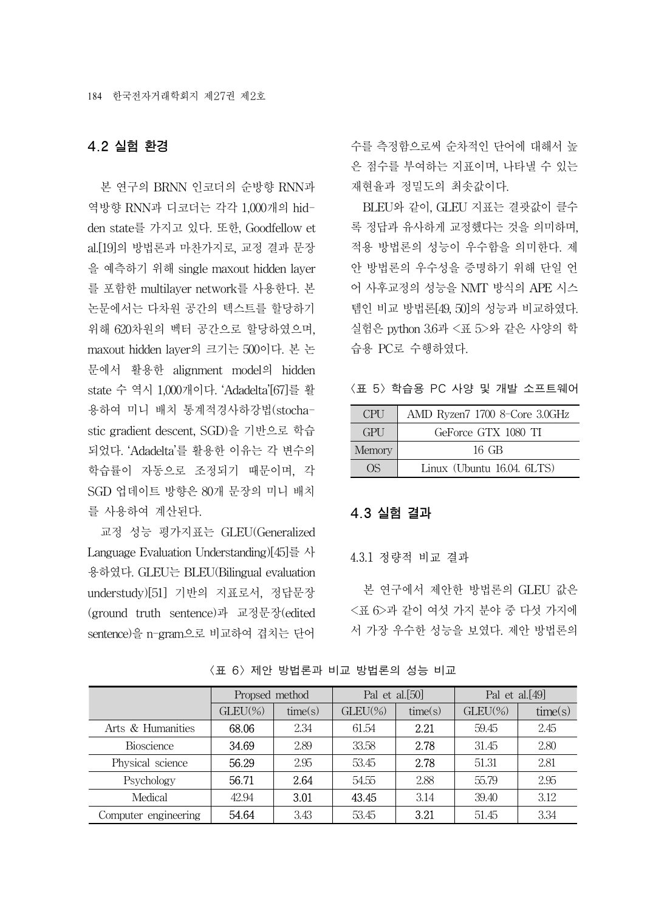## 4.2 실험 환경

본 연구의 BRNN 인코더의 순방향 RNN과 역방향 RNN과 디코더는 각각 1,000개의 hidden state를 가지고 있다. 또한, Goodfellow et al.[19]의 방법론과 마찬가지로, 교정 결과 문장을 예측하기 위해 single maxout hidden layer를 포함한 multilayer network를 사용한다. 본 논문에서는 다차원 공간의 텍스트를 할당하기 위해 620차원의 벡터 공간으로 할당하였으며, maxout hidden layer의 크기는 500이다. 본 논문에서 활용한 alignment model의 hidden state 수 역시 1,000개이다. 'Adadelta'[67]를 활용하여 미니 배치 통계적경사하강법(stochastic gradient descent, SGD)을 기반으로 학습되었다. 'Adadelta'를 활용한 이유는 각 변수의 학습률이 자동으로 조정되기 때문이며, 각 SGD 업데이트 방향은 80개 문장의 미니 배치를 사용하여 계산된다.

교정 성능 평가지표는 GLEU(Generalized Language Evaluation Understanding)[45]를 사용하였다. GLEU는 BLEU(Bilingual evaluation understudy)[51] 기반의 지표로서, 정답문장(ground truth sentence)과 교정문장(edited sentence)을 n-gram으로 비교하여 겹치는 단어 수를 측정함으로써 순차적인 단어에 대해서 높은 점수를 부여하는 지표이며, 나타낼 수 있는 재현율과 정밀도의 최솟값이다.

BLEU와 같이, GLEU 지표는 결괏값이 클수록 정답과 유사하게 교정했다는 것을 의미하며, 적용 방법론의 성능이 우수함을 의미한다. 제안 방법론의 우수성을 증명하기 위해 단일 언어 사후교정의 성능을 NMT 방식의 APE 시스템인 비교 방법론[49, 50]의 성능과 비교하였다. 실험은 python 3.6과 <표 5>와 같은 사양의 학습용 PC로 수행하였다.

<표 5> 학습용 PC 사양 및 개발 소프트웨어

| CPU | AMD Ryzen7 1700 8-Core 3.0GHz |
|---|---|
| GPU | GeForce GTX 1080 TI |
| Memory | 16 GB |
| OS | Linux (Ubuntu 16.04. 6LTS) |

## 4.3 실험 결과

### 4.3.1 정량적 비교 결과

본 연구에서 제안한 방법론의 GLEU 값은 <표 6>과 같이 여섯 가지 분야 중 다섯 가지에서 가장 우수한 성능을 보였다. 제안 방법론의

<표 6> 제안 방법론과 비교 방법론의 성능 비교

| | Propsed method | | Pal et al.[50] | | Pal et al.[49] | |
|---|---|---|---|---|---|---|
| | GLEU(%) | time(s) | GLEU(%) | time(s) | GLEU(%) | time(s) |
| Arts & Humanities | **68.06** | 2.34 | 61.54 | **2.21** | 59.45 | 2.45 |
| Bioscience | **34.69** | 2.89 | 33.58 | **2.78** | 31.45 | 2.80 |
| Physical science | **56.29** | 2.95 | 53.45 | **2.78** | 51.31 | 2.81 |
| Psychology | **56.71** | **2.64** | 54.55 | 2.88 | 55.79 | 2.95 |
| Medical | 42.94 | **3.01** | **43.45** | 3.14 | 39.40 | 3.12 |
| Computer engineering | **54.64** | 3.43 | 53.45 | **3.21** | 51.45 | 3.34 |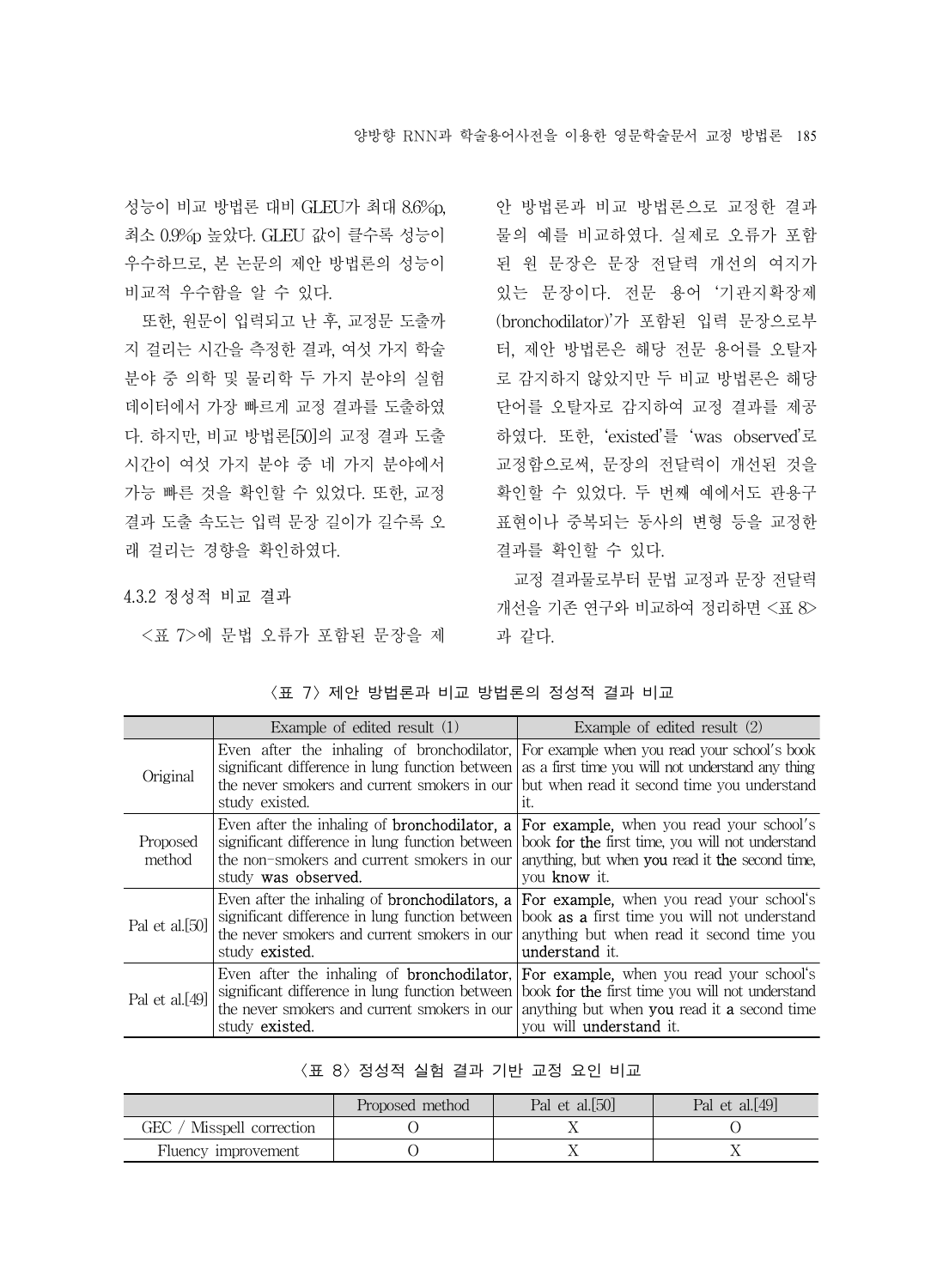성능이 비교 방법론 대비 GLEU가 최대 8.6%p, 최소 0.9%p 높았다. GLEU 값이 클수록 성능이 우수하므로, 본 논문의 제안 방법론의 성능이 비교적 우수함을 알 수 있다.

또한, 원문이 입력되고 난 후, 교정문 도출까지 걸리는 시간을 측정한 결과, 여섯 가지 학술 분야 중 의학 및 물리학 두 가지 분야의 실험 데이터에서 가장 빠르게 교정 결과를 도출하였다. 하지만, 비교 방법론[50]의 교정 결과 도출 시간이 여섯 가지 분야 중 네 가지 분야에서 가능 빠른 것을 확인할 수 있었다. 또한, 교정 결과 도출 속도는 입력 문장 길이가 길수록 오래 걸리는 경향을 확인하였다.

#### 4.3.2 정성적 비교 결과

<표 7>에 문법 오류가 포함된 문장을 제안 방법론과 비교 방법론으로 교정한 결과물의 예를 비교하였다. 실제로 오류가 포함된 원 문장은 문장 전달력 개선의 여지가 있는 문장이다. 전문 용어 '기관지확장제(bronchodilator)'가 포함된 입력 문장으로부터, 제안 방법론은 해당 전문 용어를 오탈자로 감지하지 않았지만 두 비교 방법론은 해당 단어를 오탈자로 감지하여 교정 결과를 제공하였다. 또한, 'existed'를 'was observed'로 교정함으로써, 문장의 전달력이 개선된 것을 확인할 수 있었다. 두 번째 예에서도 관용구 표현이나 중복되는 동사의 변형 등을 교정한 결과를 확인할 수 있다.

교정 결과물로부터 문법 교정과 문장 전달력 개선을 기존 연구와 비교하여 정리하면 <표 8>과 같다.

<표 7> 제안 방법론과 비교 방법론의 정성적 결과 비교

| | Example of edited result (1) | Example of edited result (2) |
|---|---|---|
| Original | Even after the inhaling of bronchodilator, significant difference in lung function between the never smokers and current smokers in our study existed. | For example when you read your school's book as a first time you will not understand any thing but when read it second time you understand it. |
| Proposed method | Even after the inhaling of **bronchodilator, a** significant difference in lung function between the non-smokers and current smokers in our study **was observed**. | **For example,** when you read your school's book **for the** first time, you will not understand anything, but when **you** read it **the** second time, you **know** it. |
| Pal et al.[50] | Even after the inhaling of **bronchodilators, a** significant difference in lung function between the never smokers and current smokers in our study **existed**. | **For example,** when you read your school's book **as a** first time you will not understand anything but when read it second time you **understand** it. |
| Pal et al.[49] | Even after the inhaling of **bronchodilator,** significant difference in lung function between the never smokers and current smokers in our study **existed**. | **For example,** when you read your school's book **for the** first time you will not understand anything but when **you** read it **a** second time you will **understand** it. |

<표 8> 정성적 실험 결과 기반 교정 요인 비교

| | Proposed method | Pal et al.[50] | Pal et al.[49] |
|---|---|---|---|
| GEC / Misspell correction | O | X | O |
| Fluency improvement | O | X | X |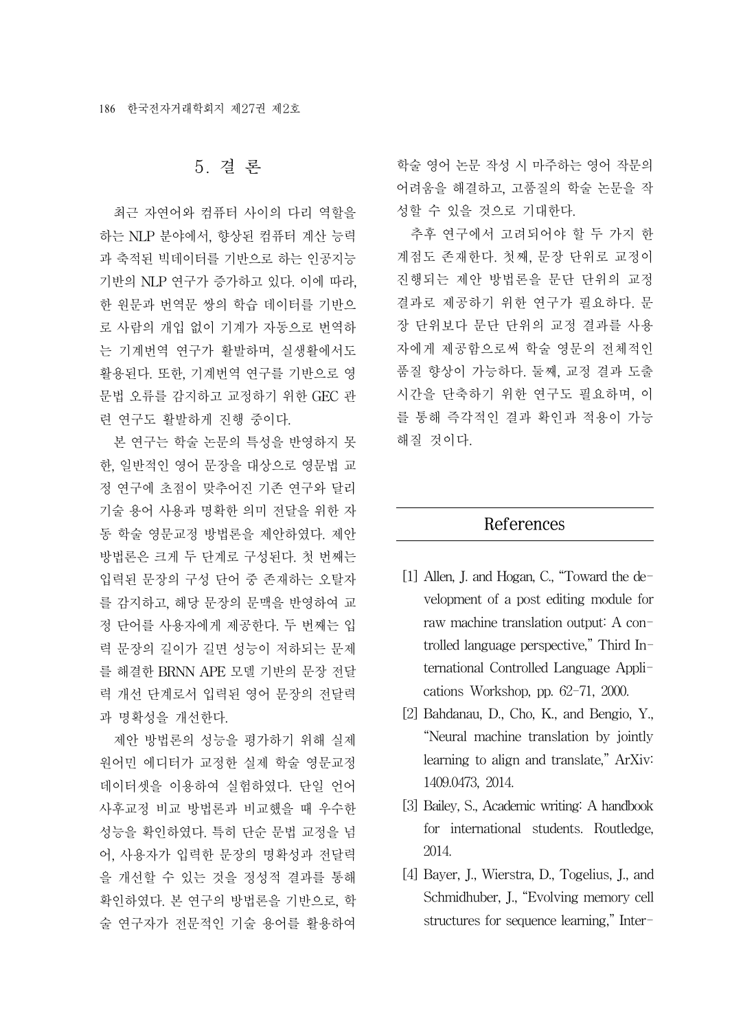## 5. 결 론

최근 자연어와 컴퓨터 사이의 다리 역할을 하는 NLP 분야에서, 향상된 컴퓨터 계산 능력과 축적된 빅데이터를 기반으로 하는 인공지능 기반의 NLP 연구가 증가하고 있다. 이에 따라, 한 원문과 번역문 쌍의 학습 데이터를 기반으로 사람의 개입 없이 기계가 자동으로 번역하는 기계번역 연구가 활발하며, 실생활에서도 활용된다. 또한, 기계번역 연구를 기반으로 영문법 오류를 감지하고 교정하기 위한 GEC 관련 연구도 활발하게 진행 중이다.

본 연구는 학술 논문의 특성을 반영하지 못한, 일반적인 영어 문장을 대상으로 영문법 교정 연구에 초점이 맞추어진 기존 연구와 달리 기술 용어 사용과 명확한 의미 전달을 위한 자동 학술 영문교정 방법론을 제안하였다. 제안 방법론은 크게 두 단계로 구성된다. 첫 번째는 입력된 문장의 구성 단어 중 존재하는 오탈자를 감지하고, 해당 문장의 문맥을 반영하여 교정 단어를 사용자에게 제공한다. 두 번째는 입력 문장의 길이가 길면 성능이 저하되는 문제를 해결한 BRNN APE 모델 기반의 문장 전달력 개선 단계로서 입력된 영어 문장의 전달력과 명확성을 개선한다.

제안 방법론의 성능을 평가하기 위해 실제 원어민 에디터가 교정한 실제 학술 영문교정 데이터셋을 이용하여 실험하였다. 단일 언어 사후교정 비교 방법론과 비교했을 때 우수한 성능을 확인하였다. 특히 단순 문법 교정을 넘어, 사용자가 입력한 문장의 명확성과 전달력을 개선할 수 있는 것을 정성적 결과를 통해 확인하였다. 본 연구의 방법론을 기반으로, 학술 연구자가 전문적인 기술 용어를 활용하여 학술 영어 논문 작성 시 마주하는 영어 작문의 어려움을 해결하고, 고품질의 학술 논문을 작성할 수 있을 것으로 기대한다.

추후 연구에서 고려되어야 할 두 가지 한계점도 존재한다. 첫째, 문장 단위로 교정이 진행되는 제안 방법론을 문단 단위의 교정 결과로 제공하기 위한 연구가 필요하다. 문장 단위보다 문단 단위의 교정 결과를 사용자에게 제공함으로써 학술 영문의 전체적인 품질 향상이 가능하다. 둘째, 교정 결과 도출 시간을 단축하기 위한 연구도 필요하며, 이를 통해 즉각적인 결과 확인과 적용이 가능해질 것이다.

## References

[1] Allen, J. and Hogan, C., "Toward the development of a post editing module for raw machine translation output: A controlled language perspective," Third International Controlled Language Applications Workshop, pp. 62-71, 2000.

[2] Bahdanau, D., Cho, K., and Bengio, Y., "Neural machine translation by jointly learning to align and translate," ArXiv: 1409.0473, 2014.

[3] Bailey, S., Academic writing: A handbook for international students. Routledge, 2014.

[4] Bayer, J., Wierstra, D., Togelius, J., and Schmidhuber, J., "Evolving memory cell structures for sequence learning," Inter-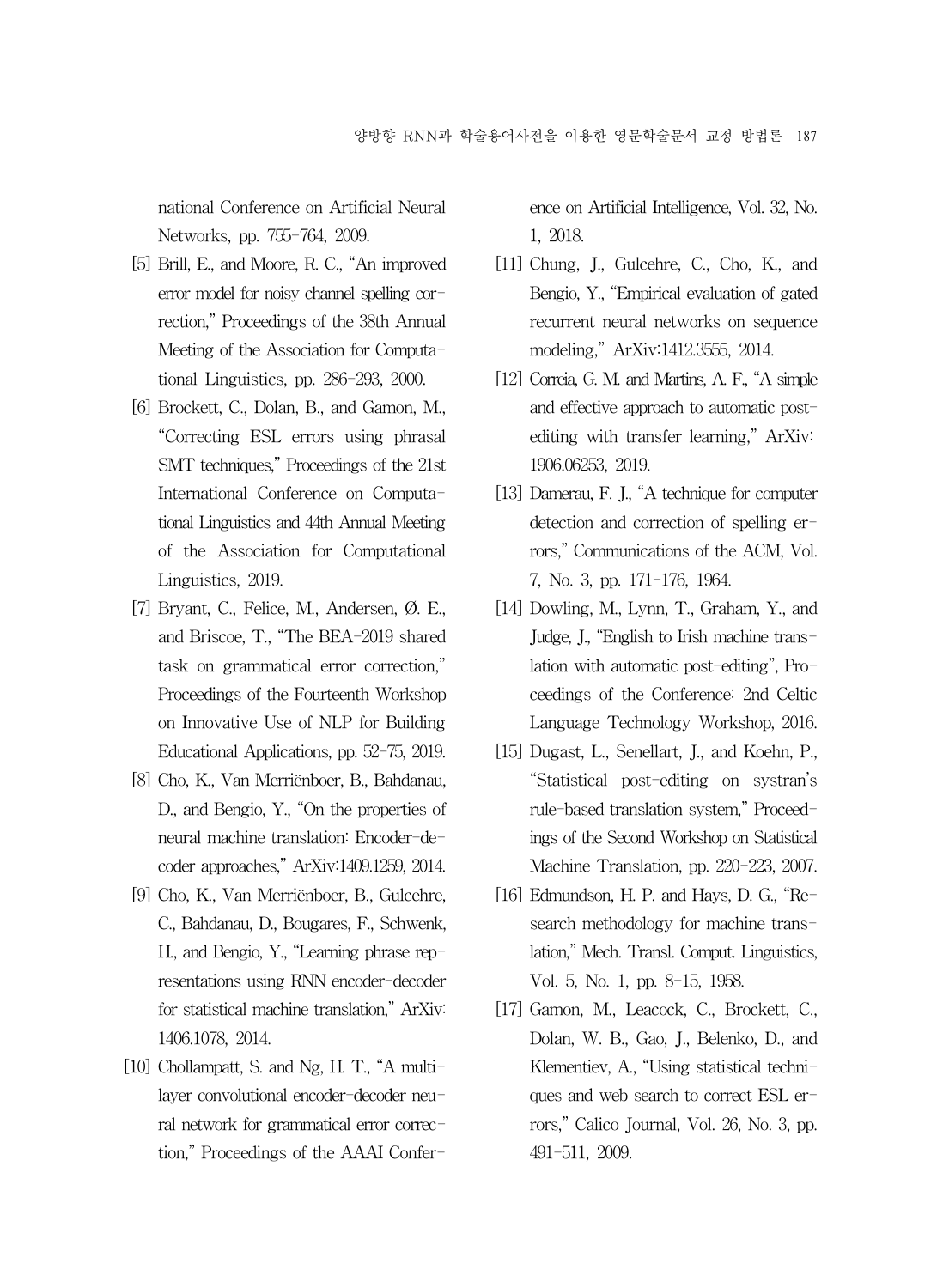national Conference on Artificial Neural Networks, pp. 755-764, 2009.

[5] Brill, E., and Moore, R. C., "An improved error model for noisy channel spelling correction," Proceedings of the 38th Annual Meeting of the Association for Computational Linguistics, pp. 286-293, 2000.

[6] Brockett, C., Dolan, B., and Gamon, M., "Correcting ESL errors using phrasal SMT techniques," Proceedings of the 21st International Conference on Computational Linguistics and 44th Annual Meeting of the Association for Computational Linguistics, 2019.

[7] Bryant, C., Felice, M., Andersen, Ø. E., and Briscoe, T., "The BEA-2019 shared task on grammatical error correction," Proceedings of the Fourteenth Workshop on Innovative Use of NLP for Building Educational Applications, pp. 52-75, 2019.

[8] Cho, K., Van Merriënboer, B., Bahdanau, D., and Bengio, Y., "On the properties of neural machine translation: Encoder-decoder approaches," ArXiv:1409.1259, 2014.

[9] Cho, K., Van Merriënboer, B., Gulcehre, C., Bahdanau, D., Bougares, F., Schwenk, H., and Bengio, Y., "Learning phrase representations using RNN encoder-decoder for statistical machine translation," ArXiv: 1406.1078, 2014.

[10] Chollampatt, S. and Ng, H. T., "A multilayer convolutional encoder-decoder neural network for grammatical error correction," Proceedings of the AAAI Conference on Artificial Intelligence, Vol. 32, No. 1, 2018.

[11] Chung, J., Gulcehre, C., Cho, K., and Bengio, Y., "Empirical evaluation of gated recurrent neural networks on sequence modeling," ArXiv:1412.3555, 2014.

[12] Correia, G. M. and Martins, A. F., "A simple and effective approach to automatic post-editing with transfer learning," ArXiv: 1906.06253, 2019.

[13] Damerau, F. J., "A technique for computer detection and correction of spelling errors," Communications of the ACM, Vol. 7, No. 3, pp. 171-176, 1964.

[14] Dowling, M., Lynn, T., Graham, Y., and Judge, J., "English to Irish machine translation with automatic post-editing", Proceedings of the Conference: 2nd Celtic Language Technology Workshop, 2016.

[15] Dugast, L., Senellart, J., and Koehn, P., "Statistical post-editing on systran's rule-based translation system," Proceedings of the Second Workshop on Statistical Machine Translation, pp. 220-223, 2007.

[16] Edmundson, H. P. and Hays, D. G., "Research methodology for machine translation," Mech. Transl. Comput. Linguistics, Vol. 5, No. 1, pp. 8-15, 1958.

[17] Gamon, M., Leacock, C., Brockett, C., Dolan, W. B., Gao, J., Belenko, D., and Klementiev, A., "Using statistical techniques and web search to correct ESL errors," Calico Journal, Vol. 26, No. 3, pp. 491-511, 2009.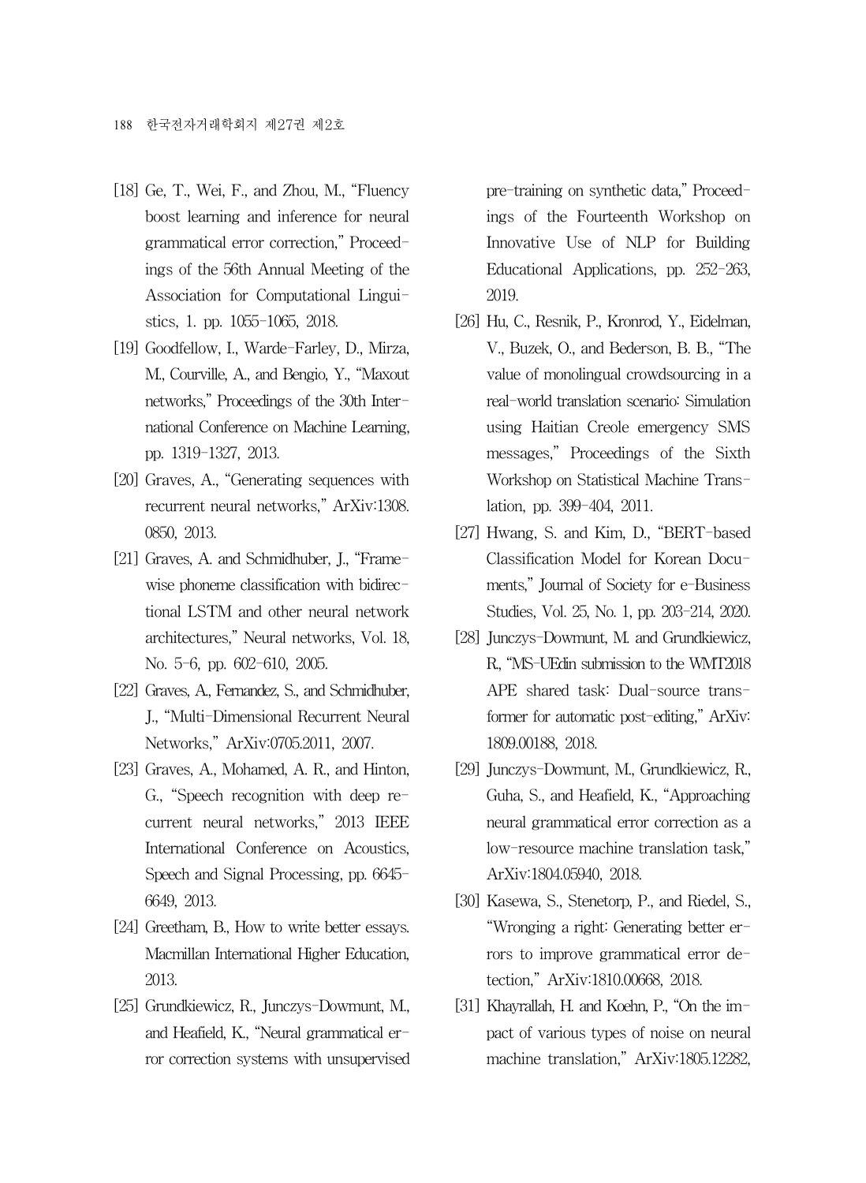[18] Ge, T., Wei, F., and Zhou, M., "Fluency boost learning and inference for neural grammatical error correction," Proceedings of the 56th Annual Meeting of the Association for Computational Linguistics, 1. pp. 1055-1065, 2018.

[19] Goodfellow, I., Warde-Farley, D., Mirza, M., Courville, A., and Bengio, Y., "Maxout networks," Proceedings of the 30th International Conference on Machine Learning, pp. 1319-1327, 2013.

[20] Graves, A., "Generating sequences with recurrent neural networks," ArXiv:1308.0850, 2013.

[21] Graves, A. and Schmidhuber, J., "Framewise phoneme classification with bidirectional LSTM and other neural network architectures," Neural networks, Vol. 18, No. 5-6, pp. 602-610, 2005.

[22] Graves, A., Fernandez, S., and Schmidhuber, J., "Multi-Dimensional Recurrent Neural Networks," ArXiv:0705.2011, 2007.

[23] Graves, A., Mohamed, A. R., and Hinton, G., "Speech recognition with deep recurrent neural networks," 2013 IEEE International Conference on Acoustics, Speech and Signal Processing, pp. 6645-6649, 2013.

[24] Greetham, B., How to write better essays. Macmillan International Higher Education, 2013.

[25] Grundkiewicz, R., Junczys-Dowmunt, M., and Heafield, K., "Neural grammatical error correction systems with unsupervised pre-training on synthetic data," Proceedings of the Fourteenth Workshop on Innovative Use of NLP for Building Educational Applications, pp. 252-263, 2019.

[26] Hu, C., Resnik, P., Kronrod, Y., Eidelman, V., Buzek, O., and Bederson, B. B., "The value of monolingual crowdsourcing in a real-world translation scenario: Simulation using Haitian Creole emergency SMS messages," Proceedings of the Sixth Workshop on Statistical Machine Translation, pp. 399-404, 2011.

[27] Hwang, S. and Kim, D., "BERT-based Classification Model for Korean Documents," Journal of Society for e-Business Studies, Vol. 25, No. 1, pp. 203-214, 2020.

[28] Junczys-Dowmunt, M. and Grundkiewicz, R., "MS-UEdin submission to the WMT2018 APE shared task: Dual-source transformer for automatic post-editing," ArXiv:1809.00188, 2018.

[29] Junczys-Dowmunt, M., Grundkiewicz, R., Guha, S., and Heafield, K., "Approaching neural grammatical error correction as a low-resource machine translation task," ArXiv:1804.05940, 2018.

[30] Kasewa, S., Stenetorp, P., and Riedel, S., "Wronging a right: Generating better errors to improve grammatical error detection," ArXiv:1810.00668, 2018.

[31] Khayrallah, H. and Koehn, P., "On the impact of various types of noise on neural machine translation," ArXiv:1805.12282,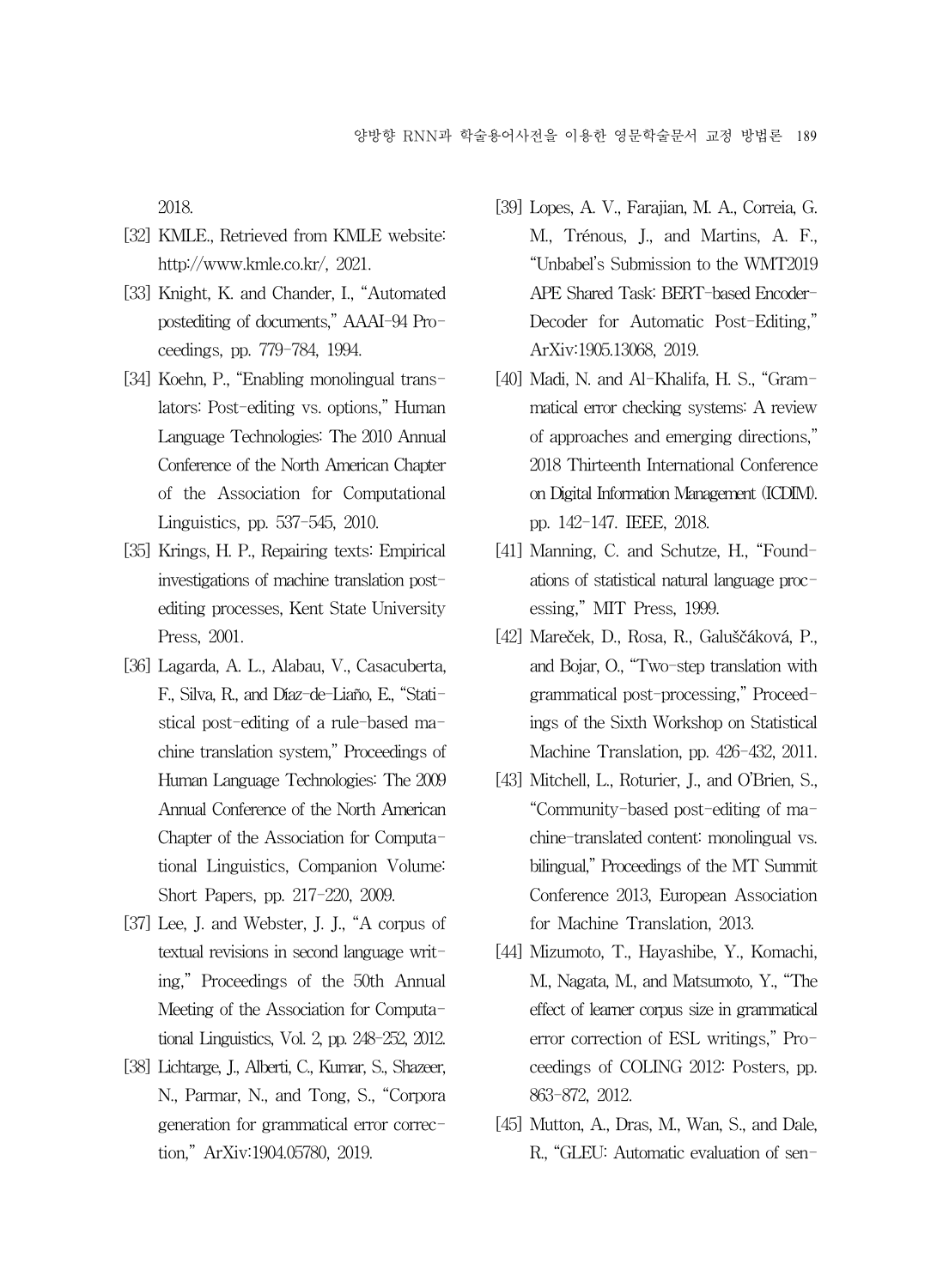2018.

[32] KMLE., Retrieved from KMLE website: http://www.kmle.co.kr/, 2021.

[33] Knight, K. and Chander, I., "Automated postediting of documents," AAAI-94 Proceedings, pp. 779-784, 1994.

[34] Koehn, P., "Enabling monolingual translators: Post-editing vs. options," Human Language Technologies: The 2010 Annual Conference of the North American Chapter of the Association for Computational Linguistics, pp. 537-545, 2010.

[35] Krings, H. P., Repairing texts: Empirical investigations of machine translation post-editing processes, Kent State University Press, 2001.

[36] Lagarda, A. L., Alabau, V., Casacuberta, F., Silva, R., and Díaz-de-Liaño, E., "Statistical post-editing of a rule-based machine translation system," Proceedings of Human Language Technologies: The 2009 Annual Conference of the North American Chapter of the Association for Computational Linguistics, Companion Volume: Short Papers, pp. 217-220, 2009.

[37] Lee, J. and Webster, J. J., "A corpus of textual revisions in second language writing," Proceedings of the 50th Annual Meeting of the Association for Computational Linguistics, Vol. 2, pp. 248-252, 2012.

[38] Lichtarge, J., Alberti, C., Kumar, S., Shazeer, N., Parmar, N., and Tong, S., "Corpora generation for grammatical error correction," ArXiv:1904.05780, 2019.

[39] Lopes, A. V., Farajian, M. A., Correia, G. M., Trénous, J., and Martins, A. F., "Unbabel's Submission to the WMT2019 APE Shared Task: BERT-based Encoder-Decoder for Automatic Post-Editing," ArXiv:1905.13068, 2019.

[40] Madi, N. and Al-Khalifa, H. S., "Grammatical error checking systems: A review of approaches and emerging directions," 2018 Thirteenth International Conference on Digital Information Management (ICDIM). pp. 142-147. IEEE, 2018.

[41] Manning, C. and Schutze, H., "Foundations of statistical natural language processing," MIT Press, 1999.

[42] Mareček, D., Rosa, R., Galuščáková, P., and Bojar, O., "Two-step translation with grammatical post-processing," Proceedings of the Sixth Workshop on Statistical Machine Translation, pp. 426-432, 2011.

[43] Mitchell, L., Roturier, J., and O'Brien, S., "Community-based post-editing of machine-translated content: monolingual vs. bilingual," Proceedings of the MT Summit Conference 2013, European Association for Machine Translation, 2013.

[44] Mizumoto, T., Hayashibe, Y., Komachi, M., Nagata, M., and Matsumoto, Y., "The effect of learner corpus size in grammatical error correction of ESL writings," Proceedings of COLING 2012: Posters, pp. 863-872, 2012.

[45] Mutton, A., Dras, M., Wan, S., and Dale, R., "GLEU: Automatic evaluation of sen-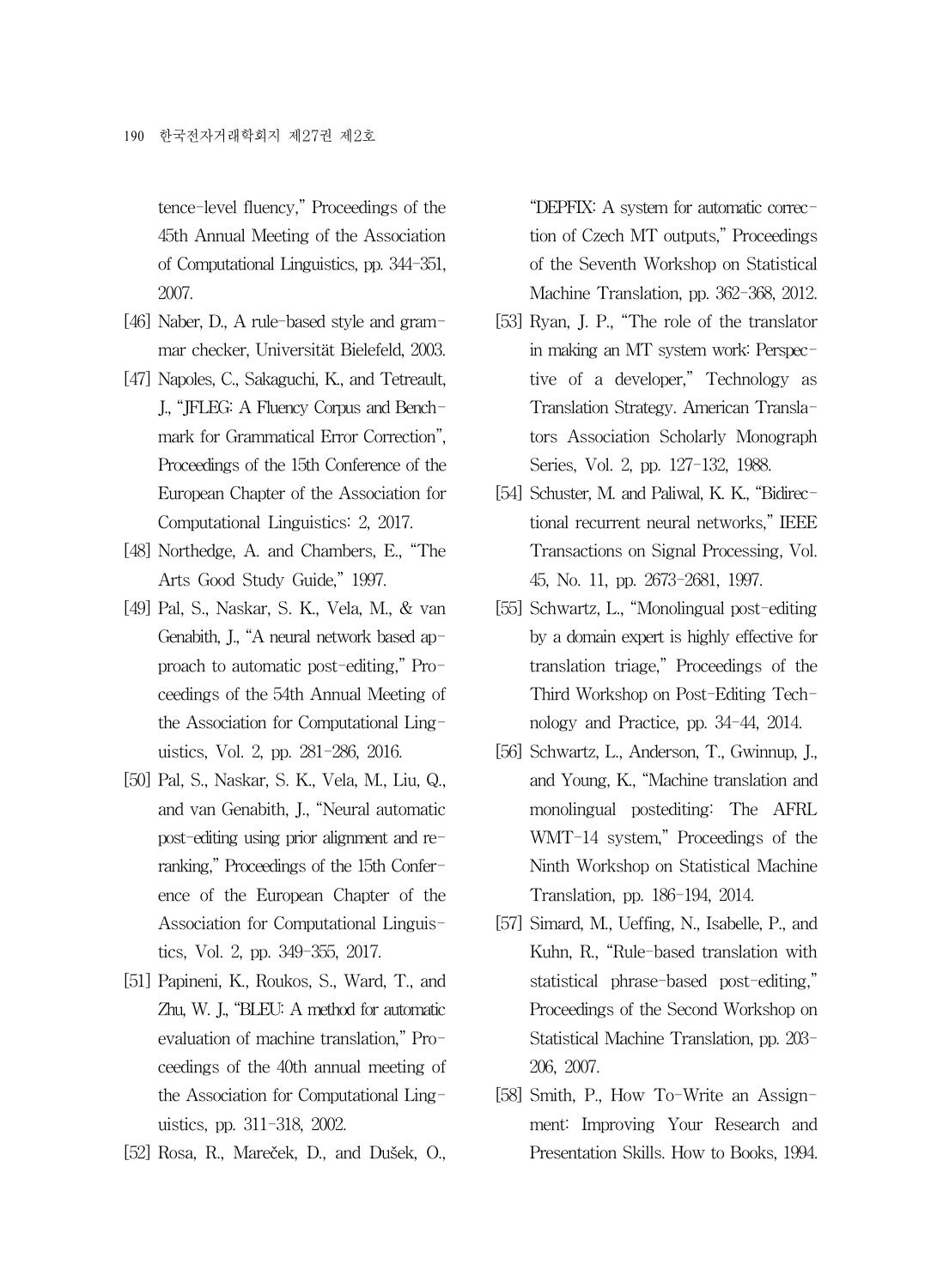tence-level fluency," Proceedings of the 45th Annual Meeting of the Association of Computational Linguistics, pp. 344-351, 2007.

[46] Naber, D., A rule-based style and grammar checker, Universität Bielefeld, 2003.

[47] Napoles, C., Sakaguchi, K., and Tetreault, J., "JFLEG: A Fluency Corpus and Benchmark for Grammatical Error Correction", Proceedings of the 15th Conference of the European Chapter of the Association for Computational Linguistics: 2, 2017.

[48] Northedge, A. and Chambers, E., "The Arts Good Study Guide," 1997.

[49] Pal, S., Naskar, S. K., Vela, M., & van Genabith, J., "A neural network based approach to automatic post-editing," Proceedings of the 54th Annual Meeting of the Association for Computational Linguistics, Vol. 2, pp. 281-286, 2016.

[50] Pal, S., Naskar, S. K., Vela, M., Liu, Q., and van Genabith, J., "Neural automatic post-editing using prior alignment and reranking," Proceedings of the 15th Conference of the European Chapter of the Association for Computational Linguistics, Vol. 2, pp. 349-355, 2017.

[51] Papineni, K., Roukos, S., Ward, T., and Zhu, W. J., "BLEU: A method for automatic evaluation of machine translation," Proceedings of the 40th annual meeting of the Association for Computational Linguistics, pp. 311-318, 2002.

[52] Rosa, R., Mareček, D., and Dušek, O., "DEPFIX: A system for automatic correction of Czech MT outputs," Proceedings of the Seventh Workshop on Statistical Machine Translation, pp. 362-368, 2012.

[53] Ryan, J. P., "The role of the translator in making an MT system work: Perspective of a developer," Technology as Translation Strategy. American Translators Association Scholarly Monograph Series, Vol. 2, pp. 127-132, 1988.

[54] Schuster, M. and Paliwal, K. K., "Bidirectional recurrent neural networks," IEEE Transactions on Signal Processing, Vol. 45, No. 11, pp. 2673-2681, 1997.

[55] Schwartz, L., "Monolingual post-editing by a domain expert is highly effective for translation triage," Proceedings of the Third Workshop on Post-Editing Technology and Practice, pp. 34-44, 2014.

[56] Schwartz, L., Anderson, T., Gwinnup, J., and Young, K., "Machine translation and monolingual postediting: The AFRL WMT-14 system," Proceedings of the Ninth Workshop on Statistical Machine Translation, pp. 186-194, 2014.

[57] Simard, M., Ueffing, N., Isabelle, P., and Kuhn, R., "Rule-based translation with statistical phrase-based post-editing," Proceedings of the Second Workshop on Statistical Machine Translation, pp. 203-206, 2007.

[58] Smith, P., How To-Write an Assignment: Improving Your Research and Presentation Skills. How to Books, 1994.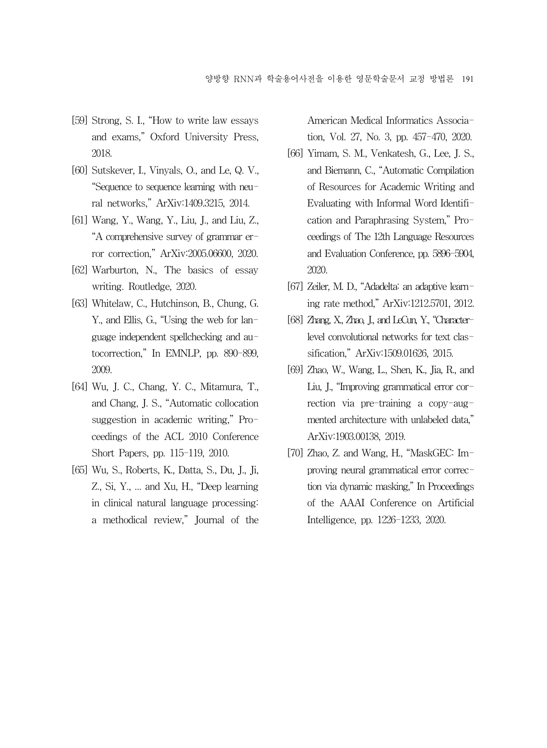[59] Strong, S. I., "How to write law essays and exams," Oxford University Press, 2018.

[60] Sutskever, I., Vinyals, O., and Le, Q. V., "Sequence to sequence learning with neural networks," ArXiv:1409.3215, 2014.

[61] Wang, Y., Wang, Y., Liu, J., and Liu, Z., "A comprehensive survey of grammar error correction," ArXiv:2005.06600, 2020.

[62] Warburton, N., The basics of essay writing. Routledge, 2020.

[63] Whitelaw, C., Hutchinson, B., Chung, G. Y., and Ellis, G., "Using the web for language independent spellchecking and autocorrection," In EMNLP, pp. 890-899, 2009.

[64] Wu, J. C., Chang, Y. C., Mitamura, T., and Chang, J. S., "Automatic collocation suggestion in academic writing," Proceedings of the ACL 2010 Conference Short Papers, pp. 115-119, 2010.

[65] Wu, S., Roberts, K., Datta, S., Du, J., Ji, Z., Si, Y., ... and Xu, H., "Deep learning in clinical natural language processing: a methodical review," Journal of the American Medical Informatics Association, Vol. 27, No. 3, pp. 457-470, 2020.

[66] Yimam, S. M., Venkatesh, G., Lee, J. S., and Biemann, C., "Automatic Compilation of Resources for Academic Writing and Evaluating with Informal Word Identification and Paraphrasing System," Proceedings of The 12th Language Resources and Evaluation Conference, pp. 5896-5904, 2020.

[67] Zeiler, M. D., "Adadelta: an adaptive learning rate method," ArXiv:1212.5701, 2012.

[68] Zhang, X., Zhao, J., and LeCun, Y., "Character-level convolutional networks for text classification," ArXiv:1509.01626, 2015.

[69] Zhao, W., Wang, L., Shen, K., Jia, R., and Liu, J., "Improving grammatical error correction via pre-training a copy-augmented architecture with unlabeled data," ArXiv:1903.00138, 2019.

[70] Zhao, Z. and Wang, H., "MaskGEC: Improving neural grammatical error correction via dynamic masking," In Proceedings of the AAAI Conference on Artificial Intelligence, pp. 1226-1233, 2020.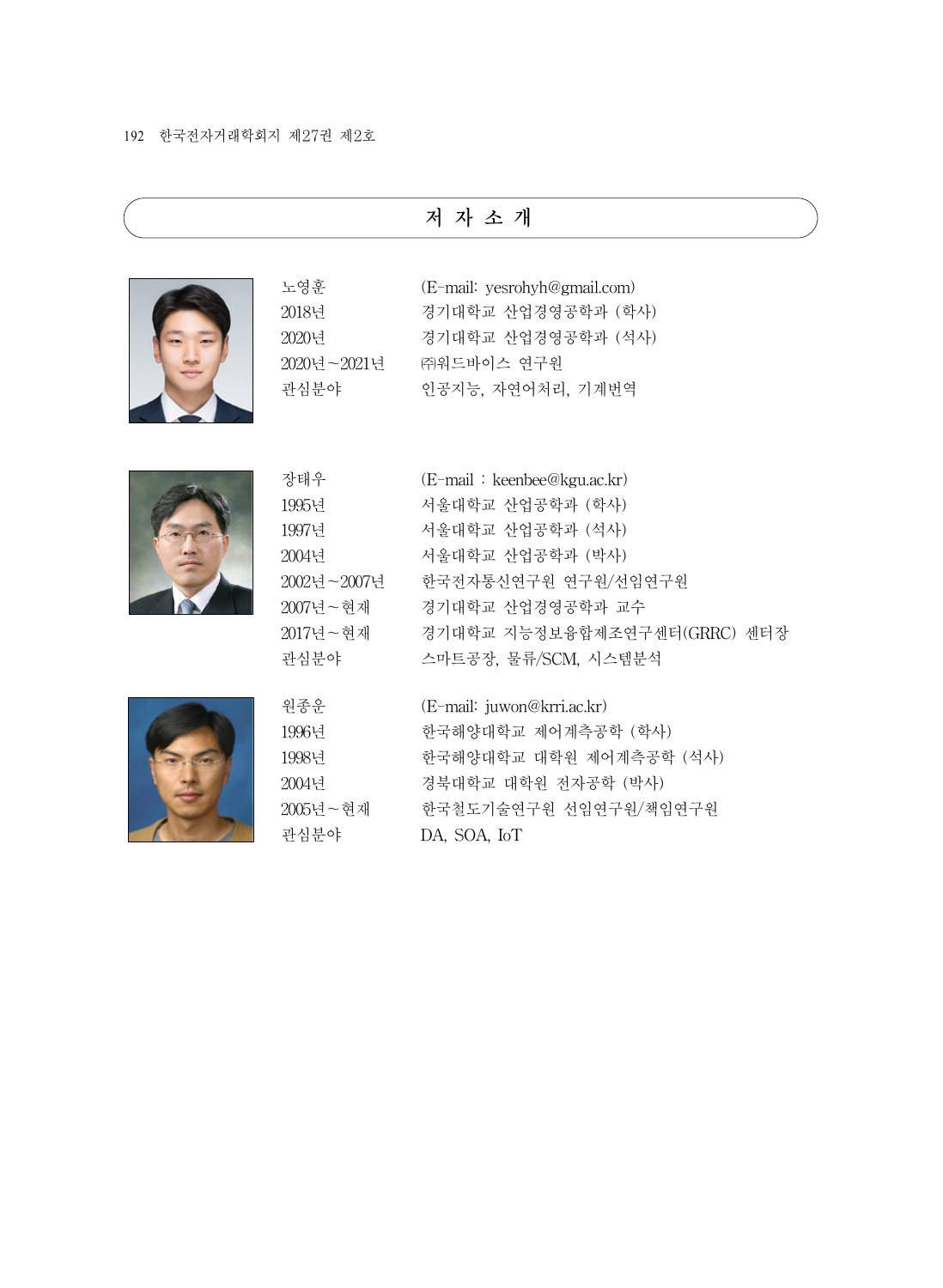# 저 자 소 개

노영훈 (E-mail: yesrohyh@gmail.com)
2018년 경기대학교 산업경영공학과 (학사)
2020년 경기대학교 산업경영공학과 (석사)
2020년~2021년 ㈜워드바이스 연구원
관심분야 인공지능, 자연어처리, 기계번역

장태우 (E-mail : keenbee@kgu.ac.kr)
1995년 서울대학교 산업공학과 (학사)
1997년 서울대학교 산업공학과 (석사)
2004년 서울대학교 산업공학과 (박사)
2002년~2007년 한국전자통신연구원 연구원/선임연구원
2007년~현재 경기대학교 산업경영공학과 교수
2017년~현재 경기대학교 지능정보융합제조연구센터(GRRC) 센터장
관심분야 스마트공장, 물류/SCM, 시스템분석

원종운 (E-mail: juwon@krri.ac.kr)
1996년 한국해양대학교 제어계측공학 (학사)
1998년 한국해양대학교 대학원 제어계측공학 (석사)
2004년 경북대학교 대학원 전자공학 (박사)
2005년~현재 한국철도기술연구원 선임연구원/책임연구원
관심분야 DA, SOA, IoT